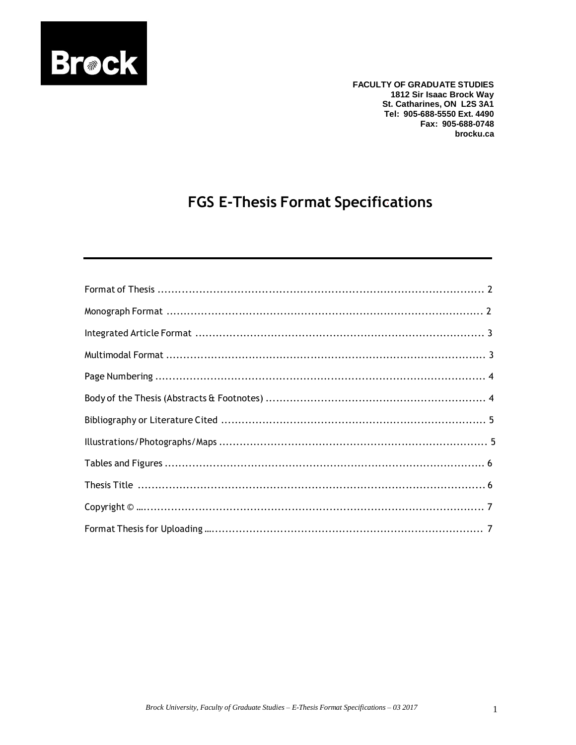**FACULTY OF GRADUATE STUDIES**
**1812 Sir Isaac Brock Way**
**St. Catharines, ON L2S 3A1**
**Tel: 905-688-5550 Ext. 4490**
**Fax: 905-688-0748**
**brocku.ca**

# FGS E-Thesis Format Specifications

---

Format of Thesis ............................................................................................ 2

Monograph Format ........................................................................................ 2

Integrated Article Format ................................................................................ 3

Multimodal Format .......................................................................................... 3

Page Numbering ............................................................................................. 4

Body of the Thesis (Abstracts & Footnotes) ............................................................ 4

Bibliography or Literature Cited ......................................................................... 5

Illustrations/Photographs/Maps .......................................................................... 5

Tables and Figures .......................................................................................... 6

Thesis Title .................................................................................................... 6

Copyright © …................................................................................................ 7

Format Thesis for Uploading …........................................................................... 7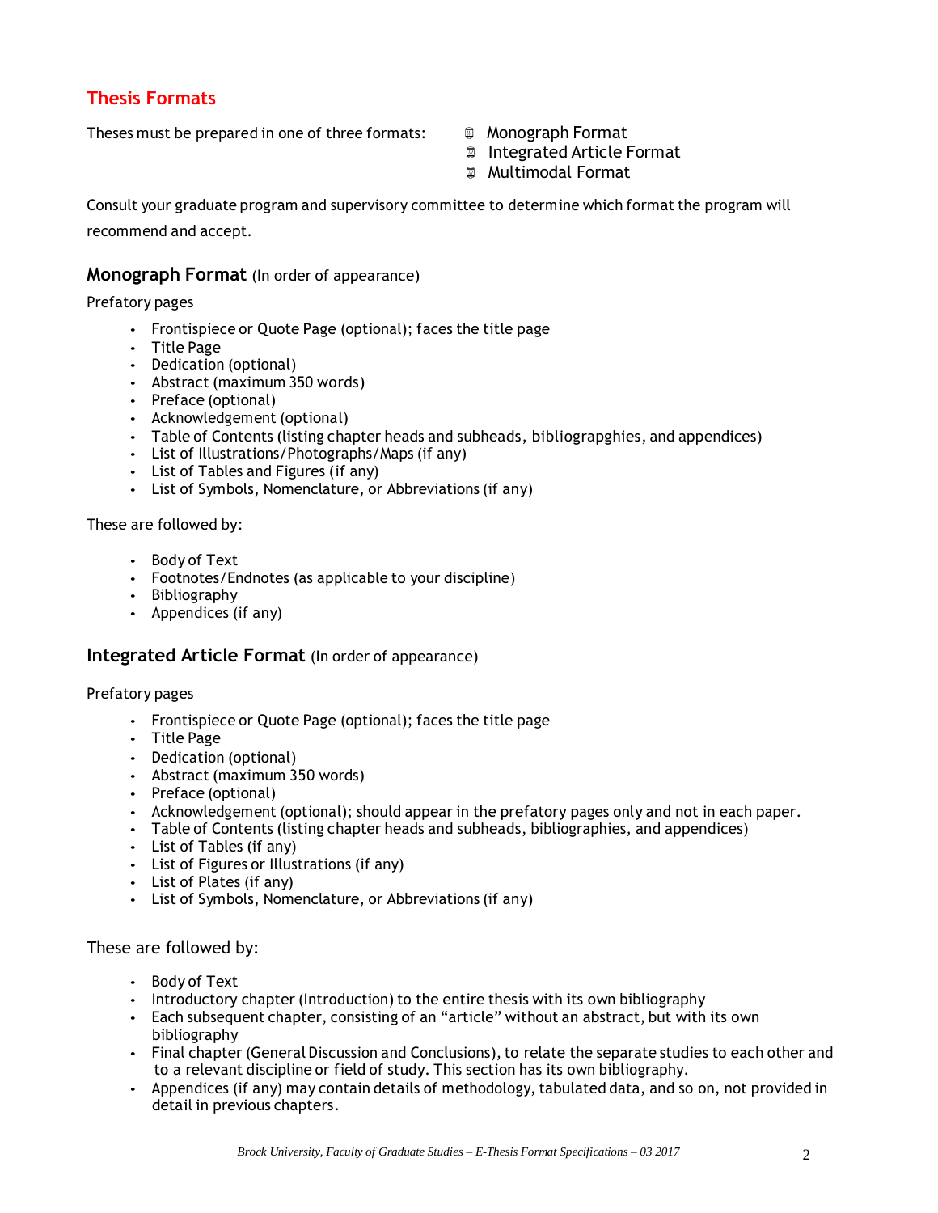## Thesis Formats

Theses must be prepared in one of three formats:

- Monograph Format
- Integrated Article Format
- Multimodal Format

Consult your graduate program and supervisory committee to determine which format the program will recommend and accept.

### Monograph Format (In order of appearance)

Prefatory pages

- Frontispiece or Quote Page (optional); faces the title page
- Title Page
- Dedication (optional)
- Abstract (maximum 350 words)
- Preface (optional)
- Acknowledgement (optional)
- Table of Contents (listing chapter heads and subheads, bibliograpghies, and appendices)
- List of Illustrations/Photographs/Maps (if any)
- List of Tables and Figures (if any)
- List of Symbols, Nomenclature, or Abbreviations (if any)

These are followed by:

- Body of Text
- Footnotes/Endnotes (as applicable to your discipline)
- Bibliography
- Appendices (if any)

### Integrated Article Format (In order of appearance)

Prefatory pages

- Frontispiece or Quote Page (optional); faces the title page
- Title Page
- Dedication (optional)
- Abstract (maximum 350 words)
- Preface (optional)
- Acknowledgement (optional); should appear in the prefatory pages only and not in each paper.
- Table of Contents (listing chapter heads and subheads, bibliographies, and appendices)
- List of Tables (if any)
- List of Figures or Illustrations (if any)
- List of Plates (if any)
- List of Symbols, Nomenclature, or Abbreviations (if any)

These are followed by:

- Body of Text
- Introductory chapter (Introduction) to the entire thesis with its own bibliography
- Each subsequent chapter, consisting of an "article" without an abstract, but with its own bibliography
- Final chapter (General Discussion and Conclusions), to relate the separate studies to each other and to a relevant discipline or field of study. This section has its own bibliography.
- Appendices (if any) may contain details of methodology, tabulated data, and so on, not provided in detail in previous chapters.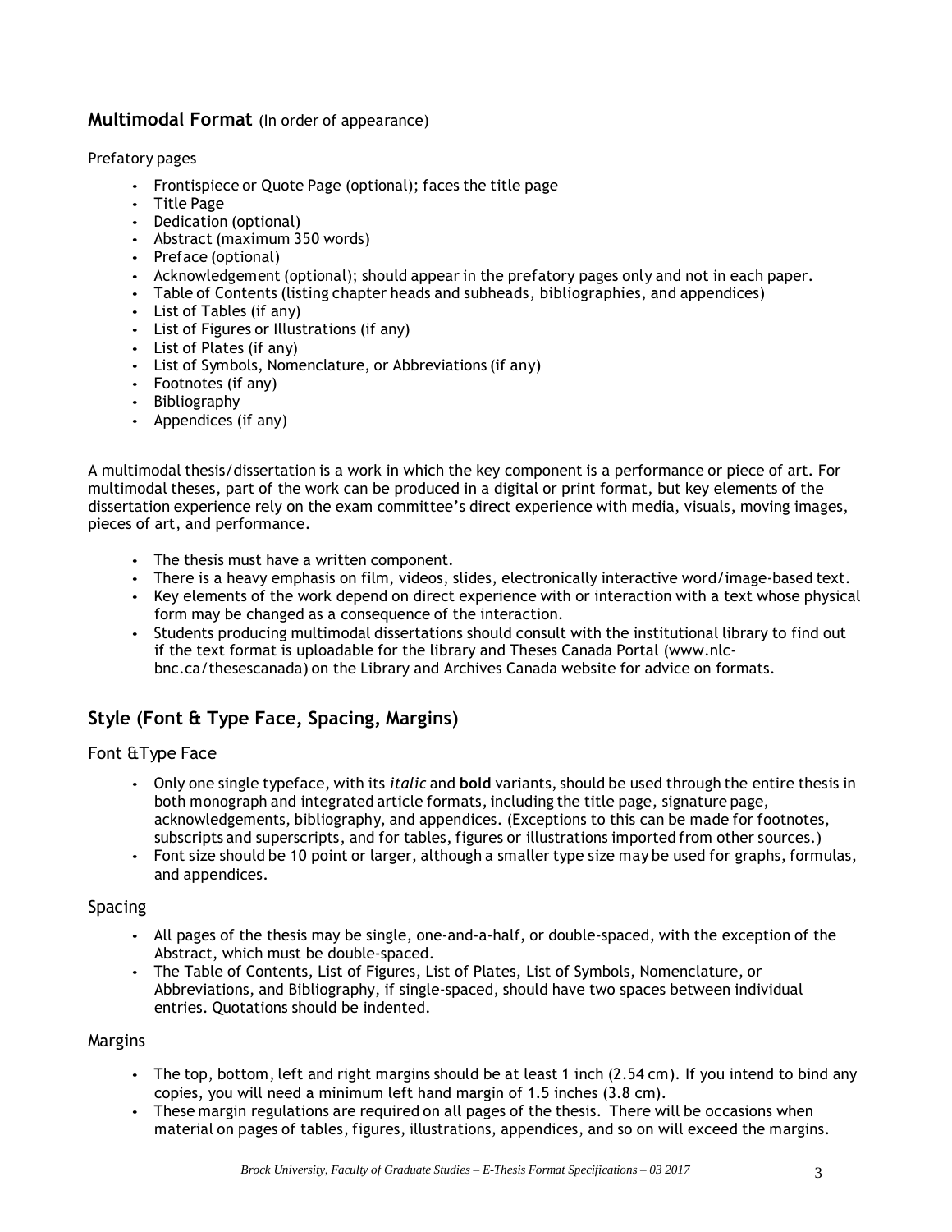## Multimodal Format (In order of appearance)

Prefatory pages

- Frontispiece or Quote Page (optional); faces the title page
- Title Page
- Dedication (optional)
- Abstract (maximum 350 words)
- Preface (optional)
- Acknowledgement (optional); should appear in the prefatory pages only and not in each paper.
- Table of Contents (listing chapter heads and subheads, bibliographies, and appendices)
- List of Tables (if any)
- List of Figures or Illustrations (if any)
- List of Plates (if any)
- List of Symbols, Nomenclature, or Abbreviations (if any)
- Footnotes (if any)
- Bibliography
- Appendices (if any)

A multimodal thesis/dissertation is a work in which the key component is a performance or piece of art. For multimodal theses, part of the work can be produced in a digital or print format, but key elements of the dissertation experience rely on the exam committee's direct experience with media, visuals, moving images, pieces of art, and performance.

- The thesis must have a written component.
- There is a heavy emphasis on film, videos, slides, electronically interactive word/image-based text.
- Key elements of the work depend on direct experience with or interaction with a text whose physical form may be changed as a consequence of the interaction.
- Students producing multimodal dissertations should consult with the institutional library to find out if the text format is uploadable for the library and Theses Canada Portal (www.nlc-bnc.ca/thesescanada) on the Library and Archives Canada website for advice on formats.

## Style (Font & Type Face, Spacing, Margins)

### Font &Type Face

- Only one single typeface, with its *italic* and **bold** variants, should be used through the entire thesis in both monograph and integrated article formats, including the title page, signature page, acknowledgements, bibliography, and appendices. (Exceptions to this can be made for footnotes, subscripts and superscripts, and for tables, figures or illustrations imported from other sources.)
- Font size should be 10 point or larger, although a smaller type size may be used for graphs, formulas, and appendices.

### Spacing

- All pages of the thesis may be single, one-and-a-half, or double-spaced, with the exception of the Abstract, which must be double-spaced.
- The Table of Contents, List of Figures, List of Plates, List of Symbols, Nomenclature, or Abbreviations, and Bibliography, if single-spaced, should have two spaces between individual entries. Quotations should be indented.

### Margins

- The top, bottom, left and right margins should be at least 1 inch (2.54 cm). If you intend to bind any copies, you will need a minimum left hand margin of 1.5 inches (3.8 cm).
- These margin regulations are required on all pages of the thesis. There will be occasions when material on pages of tables, figures, illustrations, appendices, and so on will exceed the margins.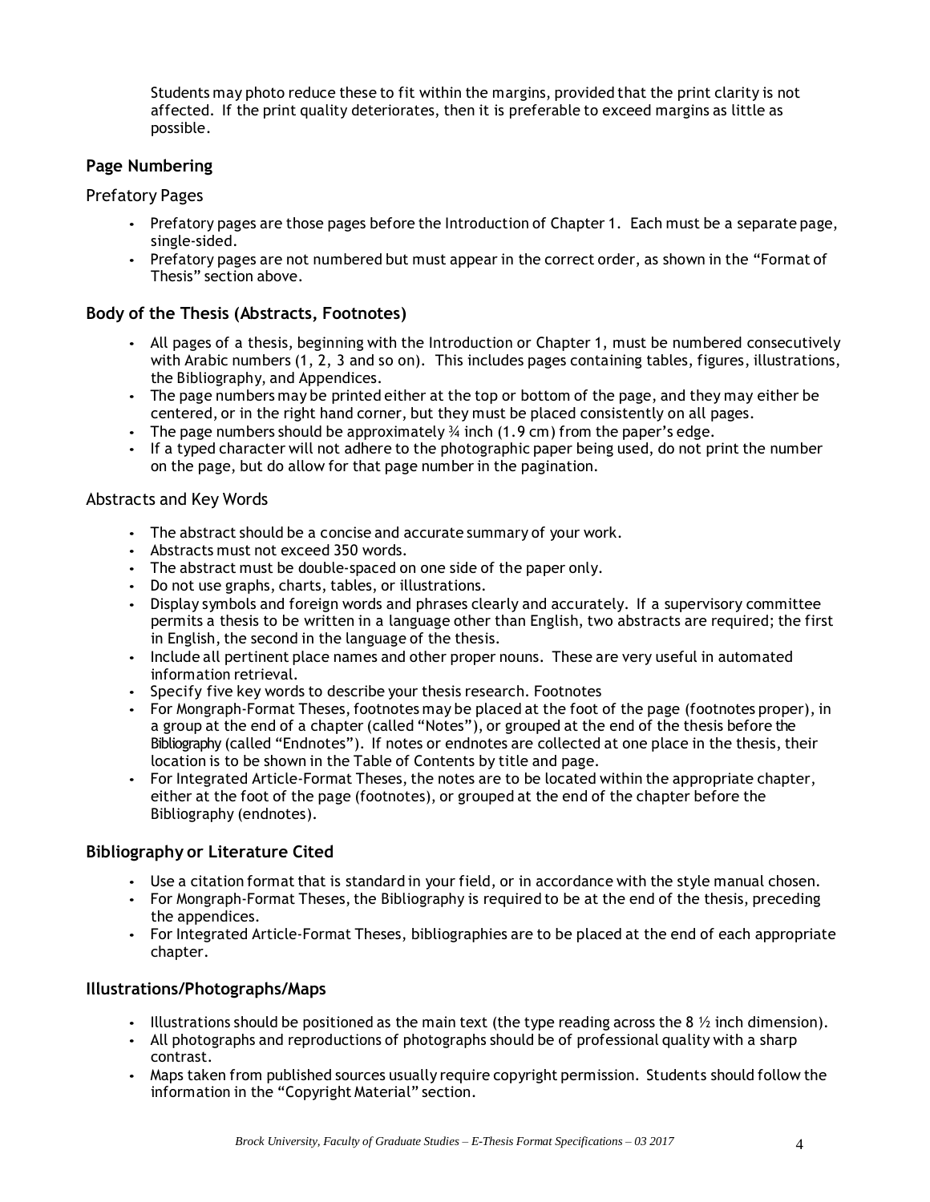Students may photo reduce these to fit within the margins, provided that the print clarity is not affected. If the print quality deteriorates, then it is preferable to exceed margins as little as possible.

## Page Numbering

### Prefatory Pages

- Prefatory pages are those pages before the Introduction of Chapter 1. Each must be a separate page, single-sided.
- Prefatory pages are not numbered but must appear in the correct order, as shown in the "Format of Thesis" section above.

## Body of the Thesis (Abstracts, Footnotes)

- All pages of a thesis, beginning with the Introduction or Chapter 1, must be numbered consecutively with Arabic numbers (1, 2, 3 and so on). This includes pages containing tables, figures, illustrations, the Bibliography, and Appendices.
- The page numbers may be printed either at the top or bottom of the page, and they may either be centered, or in the right hand corner, but they must be placed consistently on all pages.
- The page numbers should be approximately ¾ inch (1.9 cm) from the paper's edge.
- If a typed character will not adhere to the photographic paper being used, do not print the number on the page, but do allow for that page number in the pagination.

### Abstracts and Key Words

- The abstract should be a concise and accurate summary of your work.
- Abstracts must not exceed 350 words.
- The abstract must be double-spaced on one side of the paper only.
- Do not use graphs, charts, tables, or illustrations.
- Display symbols and foreign words and phrases clearly and accurately. If a supervisory committee permits a thesis to be written in a language other than English, two abstracts are required; the first in English, the second in the language of the thesis.
- Include all pertinent place names and other proper nouns. These are very useful in automated information retrieval.
- Specify five key words to describe your thesis research. Footnotes
- For Mongraph-Format Theses, footnotes may be placed at the foot of the page (footnotes proper), in a group at the end of a chapter (called "Notes"), or grouped at the end of the thesis before the Bibliography (called "Endnotes"). If notes or endnotes are collected at one place in the thesis, their location is to be shown in the Table of Contents by title and page.
- For Integrated Article-Format Theses, the notes are to be located within the appropriate chapter, either at the foot of the page (footnotes), or grouped at the end of the chapter before the Bibliography (endnotes).

## Bibliography or Literature Cited

- Use a citation format that is standard in your field, or in accordance with the style manual chosen.
- For Mongraph-Format Theses, the Bibliography is required to be at the end of the thesis, preceding the appendices.
- For Integrated Article-Format Theses, bibliographies are to be placed at the end of each appropriate chapter.

## Illustrations/Photographs/Maps

- Illustrations should be positioned as the main text (the type reading across the 8 ½ inch dimension).
- All photographs and reproductions of photographs should be of professional quality with a sharp contrast.
- Maps taken from published sources usually require copyright permission. Students should follow the information in the "Copyright Material" section.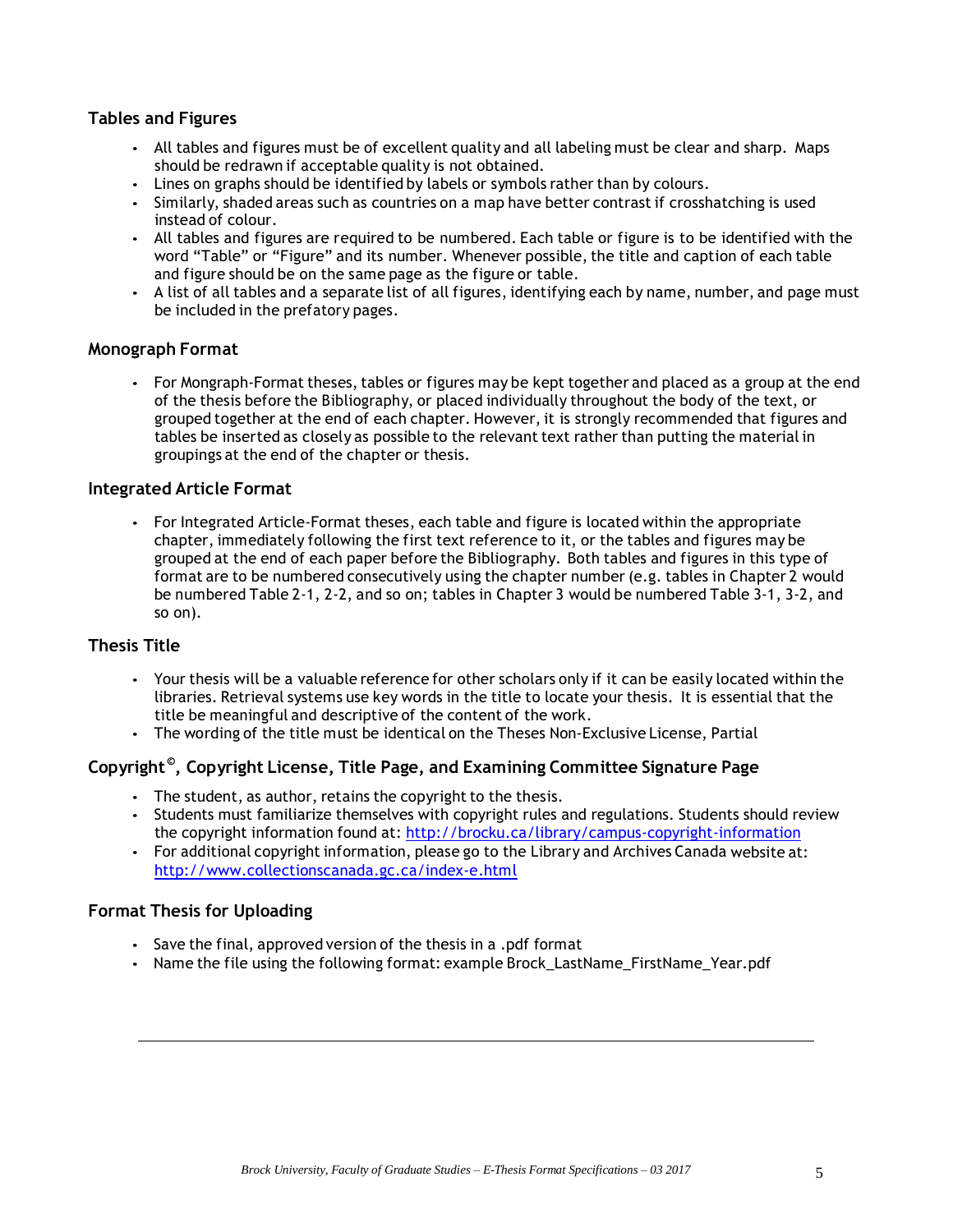### Tables and Figures

- All tables and figures must be of excellent quality and all labeling must be clear and sharp. Maps should be redrawn if acceptable quality is not obtained.
- Lines on graphs should be identified by labels or symbols rather than by colours.
- Similarly, shaded areas such as countries on a map have better contrast if crosshatching is used instead of colour.
- All tables and figures are required to be numbered. Each table or figure is to be identified with the word "Table" or "Figure" and its number. Whenever possible, the title and caption of each table and figure should be on the same page as the figure or table.
- A list of all tables and a separate list of all figures, identifying each by name, number, and page must be included in the prefatory pages.

### Monograph Format

- For Mongraph-Format theses, tables or figures may be kept together and placed as a group at the end of the thesis before the Bibliography, or placed individually throughout the body of the text, or grouped together at the end of each chapter. However, it is strongly recommended that figures and tables be inserted as closely as possible to the relevant text rather than putting the material in groupings at the end of the chapter or thesis.

### Integrated Article Format

- For Integrated Article-Format theses, each table and figure is located within the appropriate chapter, immediately following the first text reference to it, or the tables and figures may be grouped at the end of each paper before the Bibliography. Both tables and figures in this type of format are to be numbered consecutively using the chapter number (e.g. tables in Chapter 2 would be numbered Table 2-1, 2-2, and so on; tables in Chapter 3 would be numbered Table 3-1, 3-2, and so on).

### Thesis Title

- Your thesis will be a valuable reference for other scholars only if it can be easily located within the libraries. Retrieval systems use key words in the title to locate your thesis. It is essential that the title be meaningful and descriptive of the content of the work.
- The wording of the title must be identical on the Theses Non-Exclusive License, Partial

### Copyright©, Copyright License, Title Page, and Examining Committee Signature Page

- The student, as author, retains the copyright to the thesis.
- Students must familiarize themselves with copyright rules and regulations. Students should review the copyright information found at: http://brocku.ca/library/campus-copyright-information
- For additional copyright information, please go to the Library and Archives Canada website at: http://www.collectionscanada.gc.ca/index-e.html

### Format Thesis for Uploading

- Save the final, approved version of the thesis in a .pdf format
- Name the file using the following format: example Brock_LastName_FirstName_Year.pdf